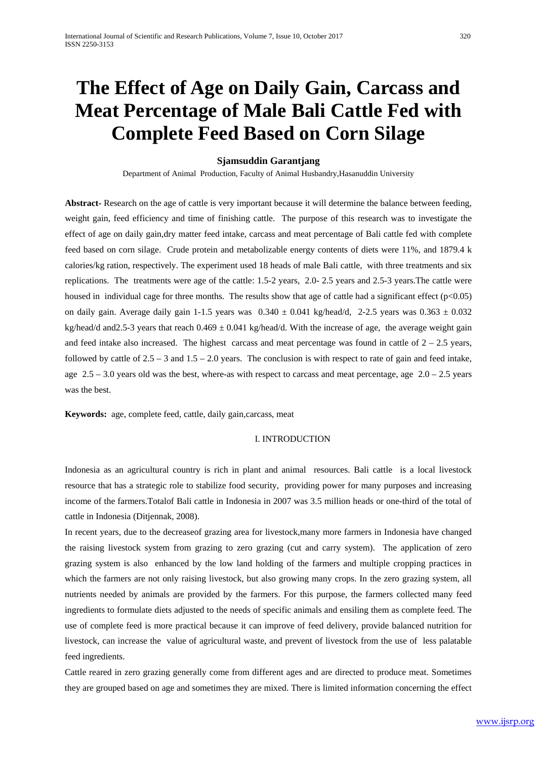# The Effect of Age on Daily Gain, Carcass and Meat Percentage of Male Bali Cattle Fed with Complete Feed Based on Corn Silage

**Sjamsuddin Garantjang**

Department of Animal Production, Faculty of Animal Husbandry,Hasanuddin University

**Abstract-** Research on the age of cattle is very important because it will determine the balance between feeding, weight gain, feed efficiency and time of finishing cattle. The purpose of this research was to investigate the effect of age on daily gain,dry matter feed intake, carcass and meat percentage of Bali cattle fed with complete feed based on corn silage. Crude protein and metabolizable energy contents of diets were 11%, and 1879.4 k calories/kg ration, respectively. The experiment used 18 heads of male Bali cattle, with three treatments and six replications. The treatments were age of the cattle: 1.5-2 years, 2.0- 2.5 years and 2.5-3 years.The cattle were housed in individual cage for three months. The results show that age of cattle had a significant effect ($p<0.05$) on daily gain. Average daily gain 1-1.5 years was $0.340 \pm 0.041$ kg/head/d, 2-2.5 years was $0.363 \pm 0.032$ kg/head/d and2.5-3 years that reach $0.469 \pm 0.041$ kg/head/d. With the increase of age, the average weight gain and feed intake also increased. The highest carcass and meat percentage was found in cattle of 2 – 2.5 years, followed by cattle of 2.5 – 3 and 1.5 – 2.0 years. The conclusion is with respect to rate of gain and feed intake, age 2.5 – 3.0 years old was the best, where-as with respect to carcass and meat percentage, age 2.0 – 2.5 years was the best.

**Keywords:** age, complete feed, cattle, daily gain,carcass, meat

## I. INTRODUCTION

Indonesia as an agricultural country is rich in plant and animal resources. Bali cattle is a local livestock resource that has a strategic role to stabilize food security, providing power for many purposes and increasing income of the farmers.Totalof Bali cattle in Indonesia in 2007 was 3.5 million heads or one-third of the total of cattle in Indonesia (Ditjennak, 2008).

In recent years, due to the decreaseof grazing area for livestock,many more farmers in Indonesia have changed the raising livestock system from grazing to zero grazing (cut and carry system). The application of zero grazing system is also enhanced by the low land holding of the farmers and multiple cropping practices in which the farmers are not only raising livestock, but also growing many crops. In the zero grazing system, all nutrients needed by animals are provided by the farmers. For this purpose, the farmers collected many feed ingredients to formulate diets adjusted to the needs of specific animals and ensiling them as complete feed. The use of complete feed is more practical because it can improve of feed delivery, provide balanced nutrition for livestock, can increase the value of agricultural waste, and prevent of livestock from the use of less palatable feed ingredients.

Cattle reared in zero grazing generally come from different ages and are directed to produce meat. Sometimes they are grouped based on age and sometimes they are mixed. There is limited information concerning the effect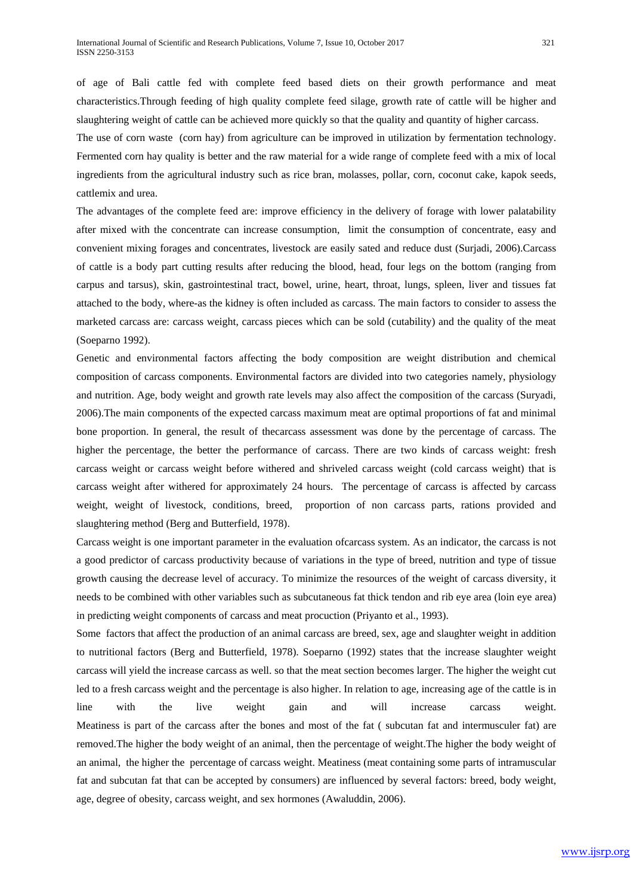of age of Bali cattle fed with complete feed based diets on their growth performance and meat characteristics.Through feeding of high quality complete feed silage, growth rate of cattle will be higher and slaughtering weight of cattle can be achieved more quickly so that the quality and quantity of higher carcass.

The use of corn waste (corn hay) from agriculture can be improved in utilization by fermentation technology. Fermented corn hay quality is better and the raw material for a wide range of complete feed with a mix of local ingredients from the agricultural industry such as rice bran, molasses, pollar, corn, coconut cake, kapok seeds, cattlemix and urea.

The advantages of the complete feed are: improve efficiency in the delivery of forage with lower palatability after mixed with the concentrate can increase consumption, limit the consumption of concentrate, easy and convenient mixing forages and concentrates, livestock are easily sated and reduce dust (Surjadi, 2006).Carcass of cattle is a body part cutting results after reducing the blood, head, four legs on the bottom (ranging from carpus and tarsus), skin, gastrointestinal tract, bowel, urine, heart, throat, lungs, spleen, liver and tissues fat attached to the body, where-as the kidney is often included as carcass. The main factors to consider to assess the marketed carcass are: carcass weight, carcass pieces which can be sold (cutability) and the quality of the meat (Soeparno 1992).

Genetic and environmental factors affecting the body composition are weight distribution and chemical composition of carcass components. Environmental factors are divided into two categories namely, physiology and nutrition. Age, body weight and growth rate levels may also affect the composition of the carcass (Suryadi, 2006).The main components of the expected carcass maximum meat are optimal proportions of fat and minimal bone proportion. In general, the result of thecarcass assessment was done by the percentage of carcass. The higher the percentage, the better the performance of carcass. There are two kinds of carcass weight: fresh carcass weight or carcass weight before withered and shriveled carcass weight (cold carcass weight) that is carcass weight after withered for approximately 24 hours. The percentage of carcass is affected by carcass weight, weight of livestock, conditions, breed, proportion of non carcass parts, rations provided and slaughtering method (Berg and Butterfield, 1978).

Carcass weight is one important parameter in the evaluation ofcarcass system. As an indicator, the carcass is not a good predictor of carcass productivity because of variations in the type of breed, nutrition and type of tissue growth causing the decrease level of accuracy. To minimize the resources of the weight of carcass diversity, it needs to be combined with other variables such as subcutaneous fat thick tendon and rib eye area (loin eye area) in predicting weight components of carcass and meat procuction (Priyanto et al., 1993).

Some factors that affect the production of an animal carcass are breed, sex, age and slaughter weight in addition to nutritional factors (Berg and Butterfield, 1978). Soeparno (1992) states that the increase slaughter weight carcass will yield the increase carcass as well. so that the meat section becomes larger. The higher the weight cut led to a fresh carcass weight and the percentage is also higher. In relation to age, increasing age of the cattle is in line with the live weight gain and will increase carcass weight. Meatiness is part of the carcass after the bones and most of the fat ( subcutan fat and intermusculer fat) are removed.The higher the body weight of an animal, then the percentage of weight.The higher the body weight of an animal, the higher the percentage of carcass weight. Meatiness (meat containing some parts of intramuscular fat and subcutan fat that can be accepted by consumers) are influenced by several factors: breed, body weight, age, degree of obesity, carcass weight, and sex hormones (Awaluddin, 2006).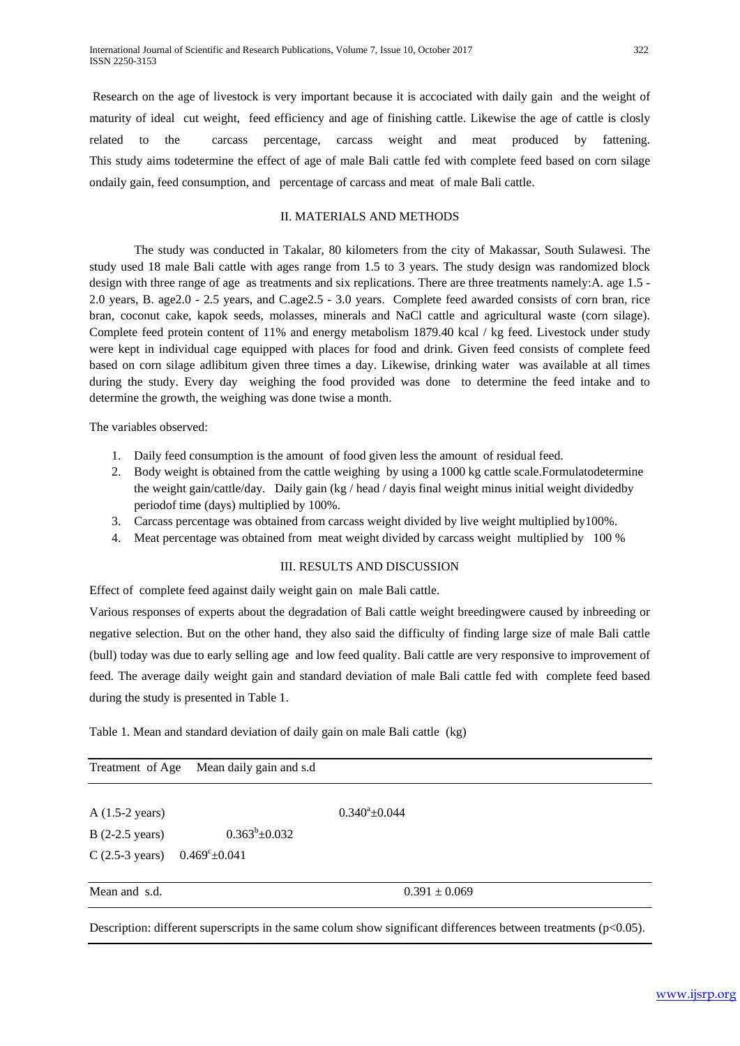Research on the age of livestock is very important because it is accociated with daily gain and the weight of maturity of ideal cut weight, feed efficiency and age of finishing cattle. Likewise the age of cattle is closly related to the carcass percentage, carcass weight and meat produced by fattening. This study aims todetermine the effect of age of male Bali cattle fed with complete feed based on corn silage ondaily gain, feed consumption, and percentage of carcass and meat of male Bali cattle.

## II. MATERIALS AND METHODS

The study was conducted in Takalar, 80 kilometers from the city of Makassar, South Sulawesi. The study used 18 male Bali cattle with ages range from 1.5 to 3 years. The study design was randomized block design with three range of age as treatments and six replications. There are three treatments namely:A. age 1.5 - 2.0 years, B. age2.0 - 2.5 years, and C.age2.5 - 3.0 years. Complete feed awarded consists of corn bran, rice bran, coconut cake, kapok seeds, molasses, minerals and NaCl cattle and agricultural waste (corn silage). Complete feed protein content of 11% and energy metabolism 1879.40 kcal / kg feed. Livestock under study were kept in individual cage equipped with places for food and drink. Given feed consists of complete feed based on corn silage adlibitum given three times a day. Likewise, drinking water was available at all times during the study. Every day weighing the food provided was done to determine the feed intake and to determine the growth, the weighing was done twise a month.

The variables observed:

1. Daily feed consumption is the amount of food given less the amount of residual feed.
2. Body weight is obtained from the cattle weighing by using a 1000 kg cattle scale.Formulatodetermine the weight gain/cattle/day. Daily gain (kg / head / dayis final weight minus initial weight dividedby periodof time (days) multiplied by 100%.
3. Carcass percentage was obtained from carcass weight divided by live weight multiplied by100%.
4. Meat percentage was obtained from meat weight divided by carcass weight multiplied by 100 %

## III. RESULTS AND DISCUSSION

Effect of complete feed against daily weight gain on male Bali cattle.

Various responses of experts about the degradation of Bali cattle weight breedingwere caused by inbreeding or negative selection. But on the other hand, they also said the difficulty of finding large size of male Bali cattle (bull) today was due to early selling age and low feed quality. Bali cattle are very responsive to improvement of feed. The average daily weight gain and standard deviation of male Bali cattle fed with complete feed based during the study is presented in Table 1.

Table 1. Mean and standard deviation of daily gain on male Bali cattle (kg)

| Treatment of Age | Mean daily gain and s.d |
|---|---|
| A (1.5-2 years) | $0.340^{a}\pm0.044$ |
| B (2-2.5 years) | $0.363^{b}\pm0.032$ |
| C (2.5-3 years) | $0.469^{c}\pm0.041$ |
| Mean and s.d. | $0.391 \pm 0.069$ |

Description: different superscripts in the same colum show significant differences between treatments ($p<0.05$).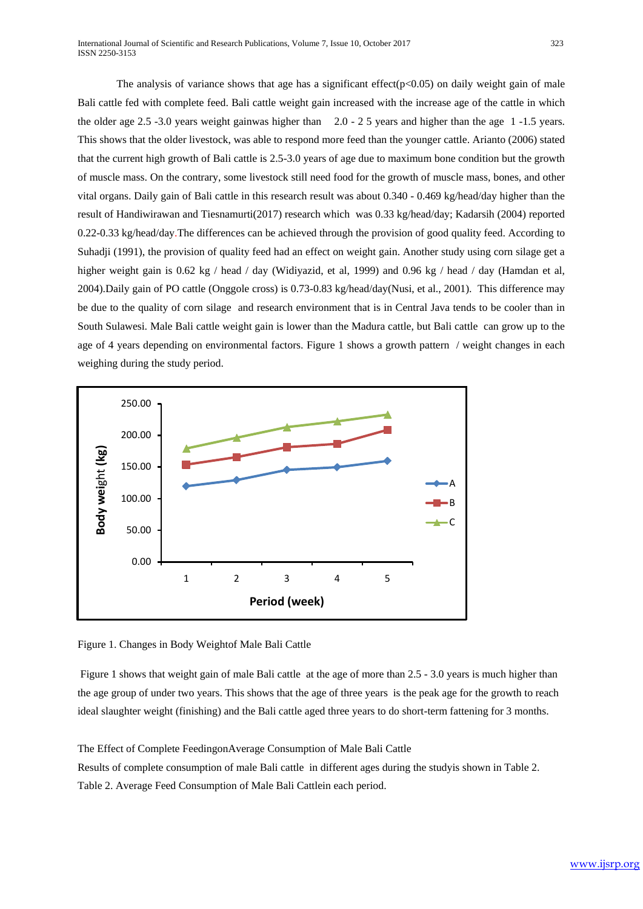The analysis of variance shows that age has a significant effect($p<0.05$) on daily weight gain of male Bali cattle fed with complete feed. Bali cattle weight gain increased with the increase age of the cattle in which the older age 2.5 -3.0 years weight gainwas higher than 2.0 - 2 5 years and higher than the age 1 -1.5 years. This shows that the older livestock, was able to respond more feed than the younger cattle. Arianto (2006) stated that the current high growth of Bali cattle is 2.5-3.0 years of age due to maximum bone condition but the growth of muscle mass. On the contrary, some livestock still need food for the growth of muscle mass, bones, and other vital organs. Daily gain of Bali cattle in this research result was about 0.340 - 0.469 kg/head/day higher than the result of Handiwirawan and Tiesnamurti(2017) research which was 0.33 kg/head/day; Kadarsih (2004) reported 0.22-0.33 kg/head/day.The differences can be achieved through the provision of good quality feed. According to Suhadji (1991), the provision of quality feed had an effect on weight gain. Another study using corn silage get a higher weight gain is 0.62 kg / head / day (Widiyazid, et al, 1999) and 0.96 kg / head / day (Hamdan et al, 2004).Daily gain of PO cattle (Onggole cross) is 0.73-0.83 kg/head/day(Nusi, et al., 2001). This difference may be due to the quality of corn silage and research environment that is in Central Java tends to be cooler than in South Sulawesi. Male Bali cattle weight gain is lower than the Madura cattle, but Bali cattle can grow up to the age of 4 years depending on environmental factors. Figure 1 shows a growth pattern / weight changes in each weighing during the study period.

Figure 1. Changes in Body Weightof Male Bali Cattle

Figure 1 shows that weight gain of male Bali cattle at the age of more than 2.5 - 3.0 years is much higher than the age group of under two years. This shows that the age of three years is the peak age for the growth to reach ideal slaughter weight (finishing) and the Bali cattle aged three years to do short-term fattening for 3 months.

The Effect of Complete FeedingonAverage Consumption of Male Bali Cattle

Results of complete consumption of male Bali cattle in different ages during the studyis shown in Table 2.

Table 2. Average Feed Consumption of Male Bali Cattlein each period.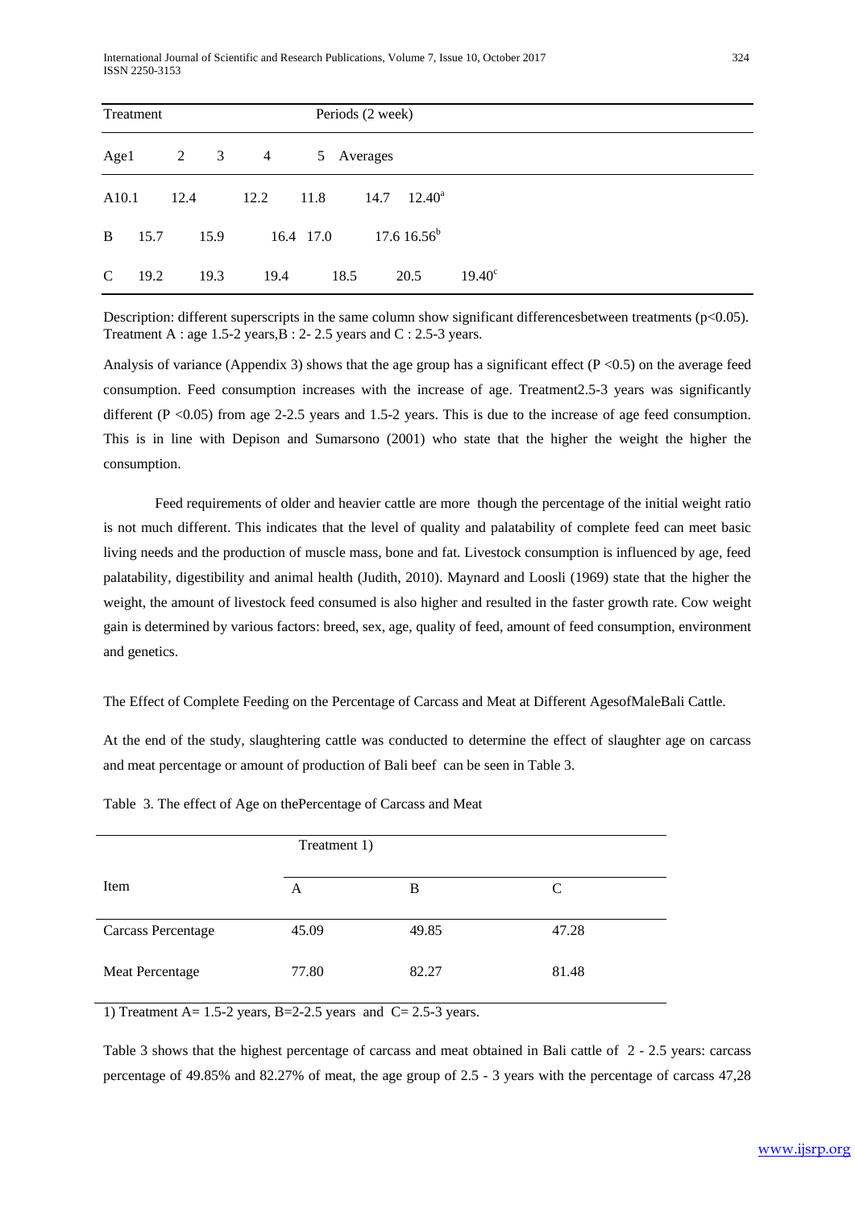| Treatment | Periods (2 week) | | | | |
|---|---|---|---|---|---|
| Age | 1 | 2 | 3 | 4 | 5 Averages |
| A | 10.1 | 12.4 | 12.2 | 11.8 | 14.7 | $12.40^a$ |
| B | 15.7 | 15.9 | 16.4 | 17.0 | 17.6 | $16.56^b$ |
| C | 19.2 | 19.3 | 19.4 | 18.5 | 20.5 | $19.40^c$ |

Description: different superscripts in the same column show significant differencesbetween treatments ($p<0.05$). Treatment A : age 1.5-2 years,B : 2- 2.5 years and C : 2.5-3 years.

Analysis of variance (Appendix 3) shows that the age group has a significant effect ($P <0.5$) on the average feed consumption. Feed consumption increases with the increase of age. Treatment2.5-3 years was significantly different ($P <0.05$) from age 2-2.5 years and 1.5-2 years. This is due to the increase of age feed consumption. This is in line with Depison and Sumarsono (2001) who state that the higher the weight the higher the consumption.

Feed requirements of older and heavier cattle are more though the percentage of the initial weight ratio is not much different. This indicates that the level of quality and palatability of complete feed can meet basic living needs and the production of muscle mass, bone and fat. Livestock consumption is influenced by age, feed palatability, digestibility and animal health (Judith, 2010). Maynard and Loosli (1969) state that the higher the weight, the amount of livestock feed consumed is also higher and resulted in the faster growth rate. Cow weight gain is determined by various factors: breed, sex, age, quality of feed, amount of feed consumption, environment and genetics.

The Effect of Complete Feeding on the Percentage of Carcass and Meat at Different AgesofMaleBali Cattle.

At the end of the study, slaughtering cattle was conducted to determine the effect of slaughter age on carcass and meat percentage or amount of production of Bali beef can be seen in Table 3.

Table 3. The effect of Age on thePercentage of Carcass and Meat

| Item | Treatment 1) A | B | C |
|---|---|---|---|
| Carcass Percentage | 45.09 | 49.85 | 47.28 |
| Meat Percentage | 77.80 | 82.27 | 81.48 |

1) Treatment A= 1.5-2 years, B=2-2.5 years and C= 2.5-3 years.

Table 3 shows that the highest percentage of carcass and meat obtained in Bali cattle of 2 - 2.5 years: carcass percentage of 49.85% and 82.27% of meat, the age group of 2.5 - 3 years with the percentage of carcass 47,28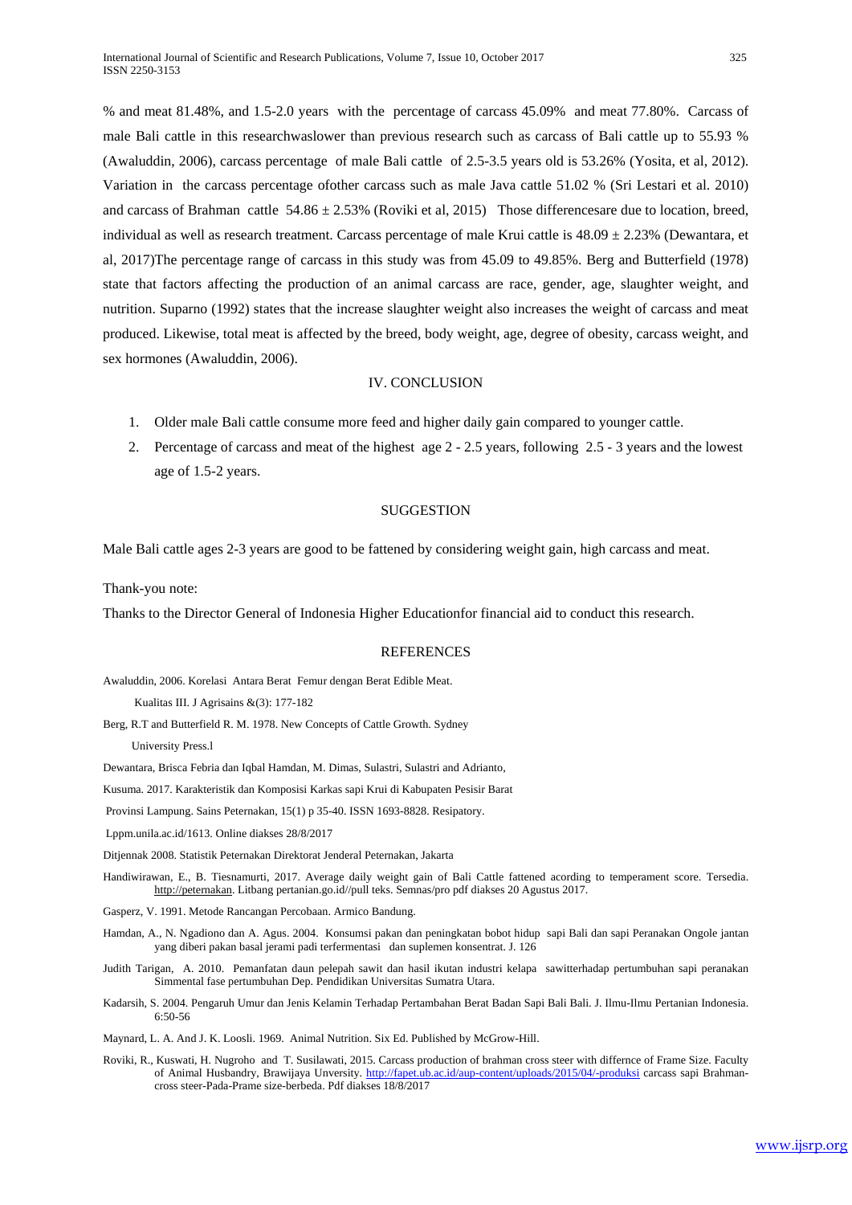% and meat 81.48%, and 1.5-2.0 years with the percentage of carcass 45.09% and meat 77.80%. Carcass of male Bali cattle in this researchwaslower than previous research such as carcass of Bali cattle up to 55.93 % (Awaluddin, 2006), carcass percentage of male Bali cattle of 2.5-3.5 years old is 53.26% (Yosita, et al, 2012). Variation in the carcass percentage ofother carcass such as male Java cattle 51.02 % (Sri Lestari et al. 2010) and carcass of Brahman cattle $54.86 \pm 2.53\%$ (Roviki et al, 2015) Those differencesare due to location, breed, individual as well as research treatment. Carcass percentage of male Krui cattle is $48.09 \pm 2.23\%$ (Dewantara, et al, 2017)The percentage range of carcass in this study was from 45.09 to 49.85%. Berg and Butterfield (1978) state that factors affecting the production of an animal carcass are race, gender, age, slaughter weight, and nutrition. Suparno (1992) states that the increase slaughter weight also increases the weight of carcass and meat produced. Likewise, total meat is affected by the breed, body weight, age, degree of obesity, carcass weight, and sex hormones (Awaluddin, 2006).

## IV. CONCLUSION

1. Older male Bali cattle consume more feed and higher daily gain compared to younger cattle.
2. Percentage of carcass and meat of the highest age 2 - 2.5 years, following 2.5 - 3 years and the lowest age of 1.5-2 years.

## SUGGESTION

Male Bali cattle ages 2-3 years are good to be fattened by considering weight gain, high carcass and meat.

Thank-you note:

Thanks to the Director General of Indonesia Higher Educationfor financial aid to conduct this research.

## REFERENCES

Awaluddin, 2006. Korelasi Antara Berat Femur dengan Berat Edible Meat. Kualitas III. J Agrisains &(3): 177-182

Berg, R.T and Butterfield R. M. 1978. New Concepts of Cattle Growth. Sydney University Press.l

Dewantara, Brisca Febria dan Iqbal Hamdan, M. Dimas, Sulastri, Sulastri and Adrianto, Kusuma. 2017. Karakteristik dan Komposisi Karkas sapi Krui di Kabupaten Pesisir Barat Provinsi Lampung. Sains Peternakan, 15(1) p 35-40. ISSN 1693-8828. Resipatory. Lppm.unila.ac.id/1613. Online diakses 28/8/2017

Ditjennak 2008. Statistik Peternakan Direktorat Jenderal Peternakan, Jakarta

Handiwirawan, E., B. Tiesnamurti, 2017. Average daily weight gain of Bali Cattle fattened acording to temperament score. Tersedia. http://peternakan. Litbang pertanian.go.id//pull teks. Semnas/pro pdf diakses 20 Agustus 2017.

Gasperz, V. 1991. Metode Rancangan Percobaan. Armico Bandung.

Hamdan, A., N. Ngadiono dan A. Agus. 2004. Konsumsi pakan dan peningkatan bobot hidup sapi Bali dan sapi Peranakan Ongole jantan yang diberi pakan basal jerami padi terfermentasi dan suplemen konsentrat. J. 126

Judith Tarigan, A. 2010. Pemanfatan daun pelepah sawit dan hasil ikutan industri kelapa sawitterhadap pertumbuhan sapi peranakan Simmental fase pertumbuhan Dep. Pendidikan Universitas Sumatra Utara.

Kadarsih, S. 2004. Pengaruh Umur dan Jenis Kelamin Terhadap Pertambahan Berat Badan Sapi Bali Bali. J. Ilmu-Ilmu Pertanian Indonesia. 6:50-56

Maynard, L. A. And J. K. Loosli. 1969. Animal Nutrition. Six Ed. Published by McGrow-Hill.

Roviki, R., Kuswati, H. Nugroho and T. Susilawati, 2015. Carcass production of brahman cross steer with differnce of Frame Size. Faculty of Animal Husbandry, Brawijaya Unversity. http://fapet.ub.ac.id/aup-content/uploads/2015/04/-produksi carcass sapi Brahman-cross steer-Pada-Prame size-berbeda. Pdf diakses 18/8/2017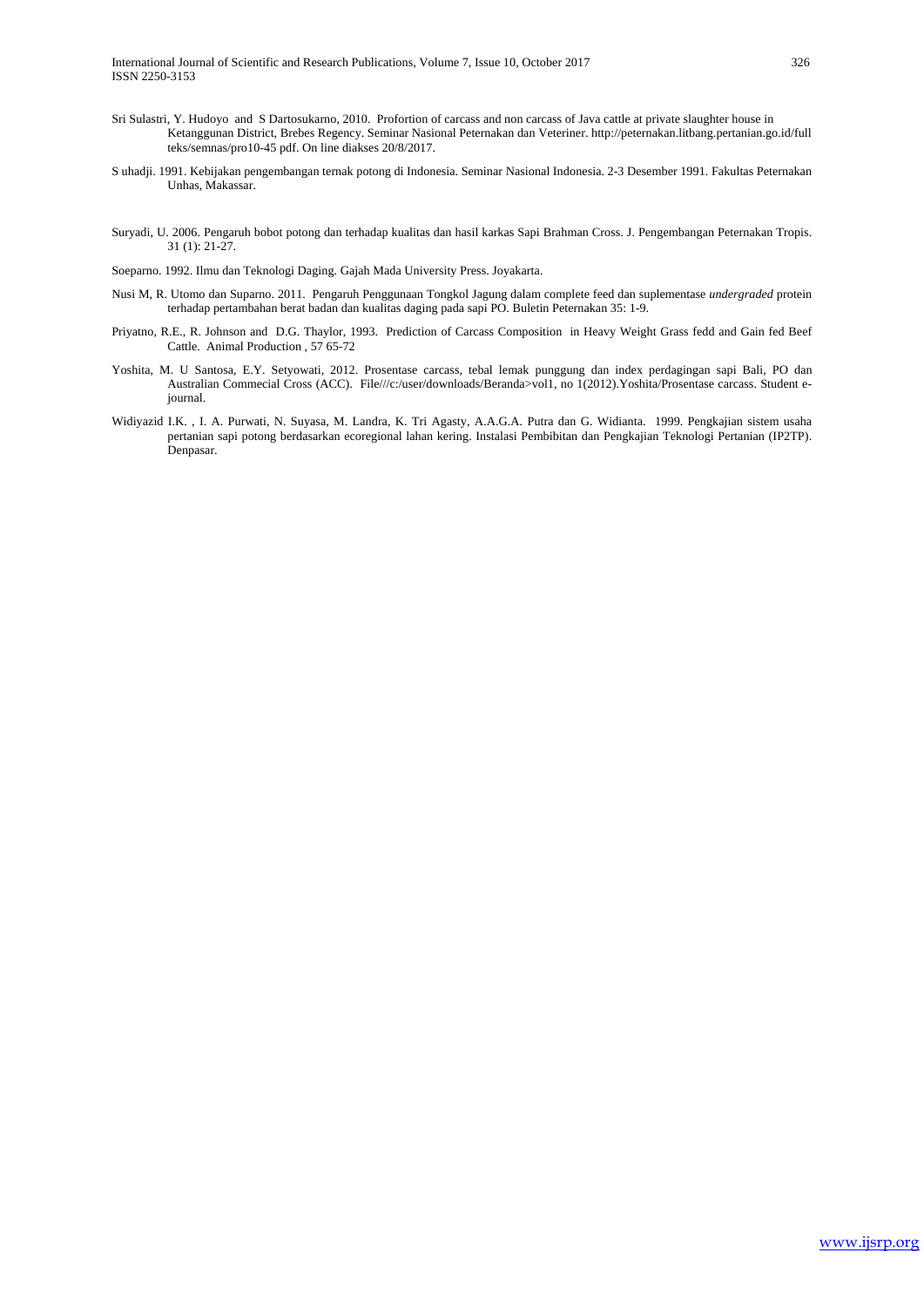Sri Sulastri, Y. Hudoyo and S Dartosukarno, 2010. Profortion of carcass and non carcass of Java cattle at private slaughter house in Ketanggunan District, Brebes Regency. Seminar Nasional Peternakan dan Veteriner. http://peternakan.litbang.pertanian.go.id/full teks/semnas/pro10-45 pdf. On line diakses 20/8/2017.

S uhadji. 1991. Kebijakan pengembangan ternak potong di Indonesia. Seminar Nasional Indonesia. 2-3 Desember 1991. Fakultas Peternakan Unhas, Makassar.

Suryadi, U. 2006. Pengaruh bobot potong dan terhadap kualitas dan hasil karkas Sapi Brahman Cross. J. Pengembangan Peternakan Tropis. 31 (1): 21-27.

Soeparno. 1992. Ilmu dan Teknologi Daging. Gajah Mada University Press. Joyakarta.

Nusi M, R. Utomo dan Suparno. 2011. Pengaruh Penggunaan Tongkol Jagung dalam complete feed dan suplementase *undergraded* protein terhadap pertambahan berat badan dan kualitas daging pada sapi PO. Buletin Peternakan 35: 1-9.

Priyatno, R.E., R. Johnson and D.G. Thaylor, 1993. Prediction of Carcass Composition in Heavy Weight Grass fedd and Gain fed Beef Cattle. Animal Production , 57 65-72

Yoshita, M. U Santosa, E.Y. Setyowati, 2012. Prosentase carcass, tebal lemak punggung dan index perdagingan sapi Bali, PO dan Australian Commecial Cross (ACC). File///c:/user/downloads/Beranda>vol1, no 1(2012).Yoshita/Prosentase carcass. Student e-journal.

Widiyazid I.K. , I. A. Purwati, N. Suyasa, M. Landra, K. Tri Agasty, A.A.G.A. Putra dan G. Widianta. 1999. Pengkajian sistem usaha pertanian sapi potong berdasarkan ecoregional lahan kering. Instalasi Pembibitan dan Pengkajian Teknologi Pertanian (IP2TP). Denpasar.